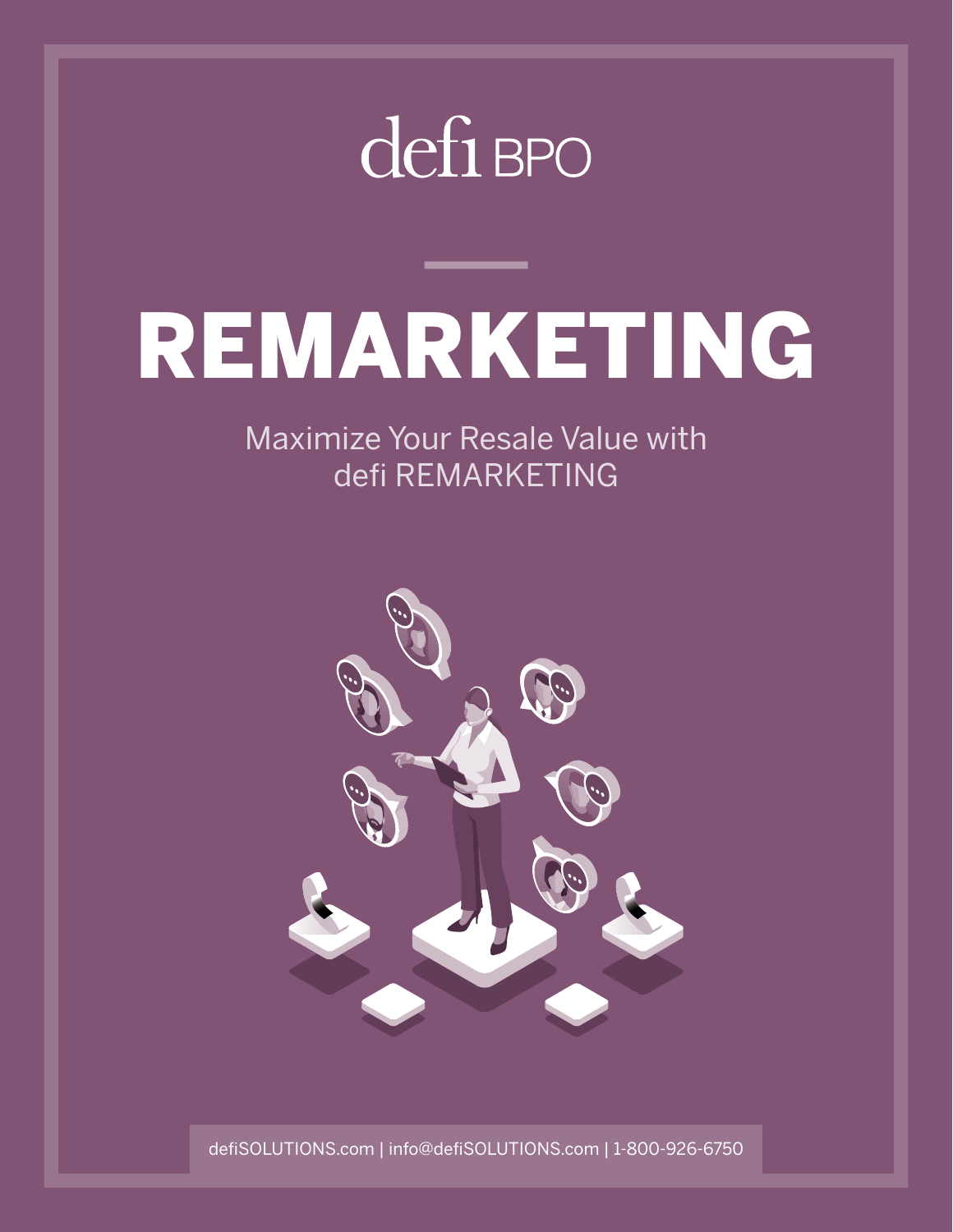defi BPO

# REMARKETING

Maximize Your Resale Value with
defi REMARKETING

defiSOLUTIONS.com | info@defiSOLUTIONS.com | 1-800-926-6750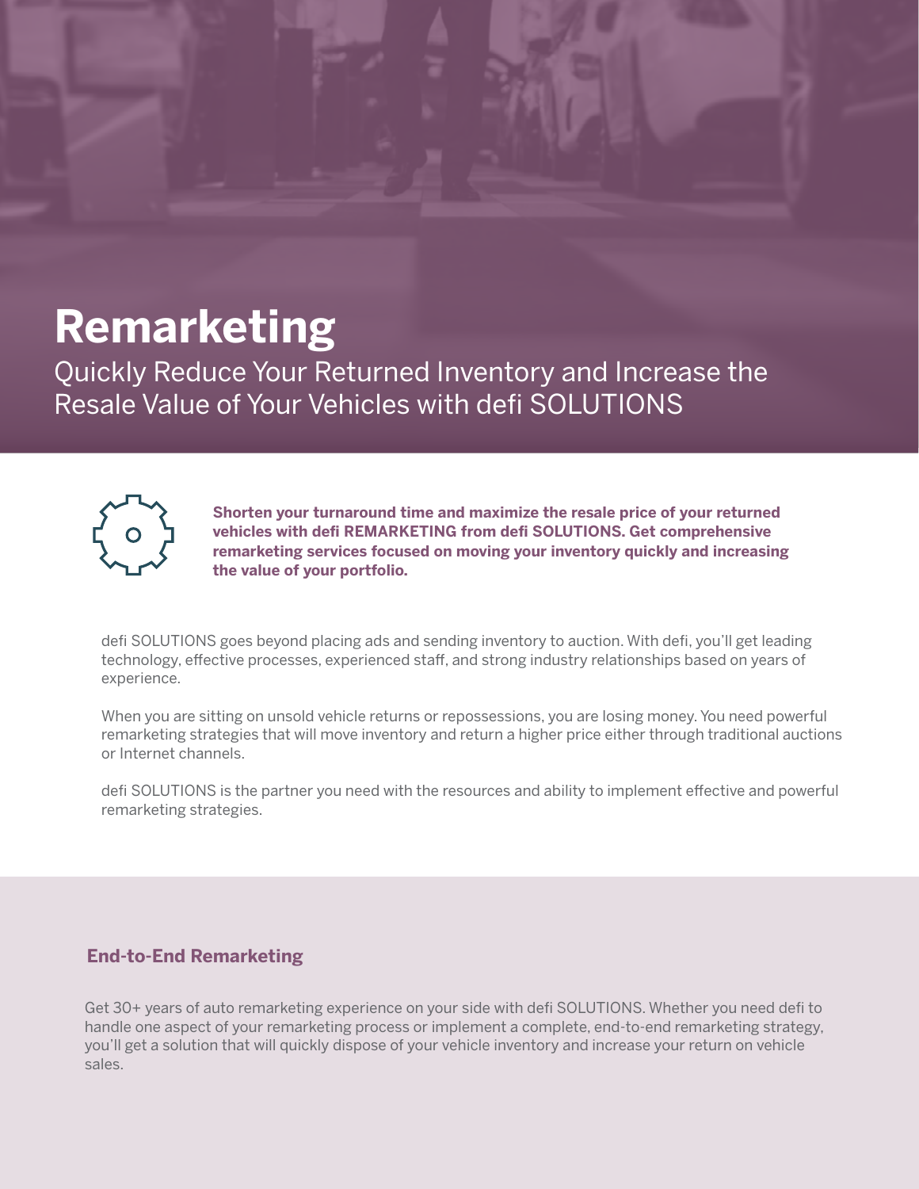# Remarketing

Quickly Reduce Your Returned Inventory and Increase the Resale Value of Your Vehicles with defi SOLUTIONS

**Shorten your turnaround time and maximize the resale price of your returned vehicles with defi REMARKETING from defi SOLUTIONS. Get comprehensive remarketing services focused on moving your inventory quickly and increasing the value of your portfolio.**

defi SOLUTIONS goes beyond placing ads and sending inventory to auction. With defi, you'll get leading technology, effective processes, experienced staff, and strong industry relationships based on years of experience.

When you are sitting on unsold vehicle returns or repossessions, you are losing money. You need powerful remarketing strategies that will move inventory and return a higher price either through traditional auctions or Internet channels.

defi SOLUTIONS is the partner you need with the resources and ability to implement effective and powerful remarketing strategies.

## End-to-End Remarketing

Get 30+ years of auto remarketing experience on your side with defi SOLUTIONS. Whether you need defi to handle one aspect of your remarketing process or implement a complete, end-to-end remarketing strategy, you'll get a solution that will quickly dispose of your vehicle inventory and increase your return on vehicle sales.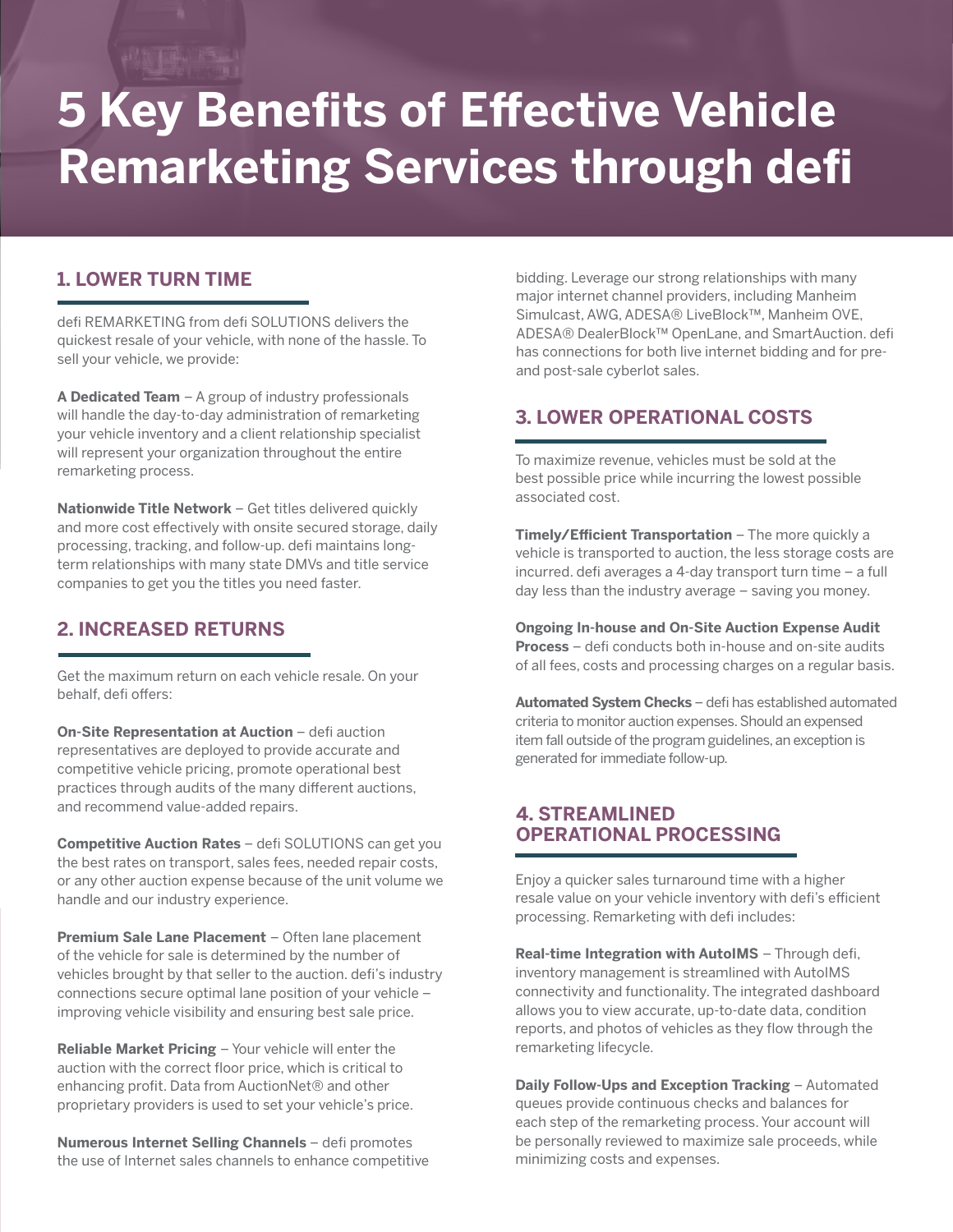# 5 Key Benefits of Effective Vehicle Remarketing Services through defi

## 1. LOWER TURN TIME

defi REMARKETING from defi SOLUTIONS delivers the quickest resale of your vehicle, with none of the hassle. To sell your vehicle, we provide:

**A Dedicated Team** – A group of industry professionals will handle the day-to-day administration of remarketing your vehicle inventory and a client relationship specialist will represent your organization throughout the entire remarketing process.

**Nationwide Title Network** – Get titles delivered quickly and more cost effectively with onsite secured storage, daily processing, tracking, and follow-up. defi maintains long-term relationships with many state DMVs and title service companies to get you the titles you need faster.

## 2. INCREASED RETURNS

Get the maximum return on each vehicle resale. On your behalf, defi offers:

**On-Site Representation at Auction** – defi auction representatives are deployed to provide accurate and competitive vehicle pricing, promote operational best practices through audits of the many different auctions, and recommend value-added repairs.

**Competitive Auction Rates** – defi SOLUTIONS can get you the best rates on transport, sales fees, needed repair costs, or any other auction expense because of the unit volume we handle and our industry experience.

**Premium Sale Lane Placement** – Often lane placement of the vehicle for sale is determined by the number of vehicles brought by that seller to the auction. defi's industry connections secure optimal lane position of your vehicle – improving vehicle visibility and ensuring best sale price.

**Reliable Market Pricing** – Your vehicle will enter the auction with the correct floor price, which is critical to enhancing profit. Data from AuctionNet® and other proprietary providers is used to set your vehicle's price.

**Numerous Internet Selling Channels** – defi promotes the use of Internet sales channels to enhance competitive bidding. Leverage our strong relationships with many major internet channel providers, including Manheim Simulcast, AWG, ADESA® LiveBlock™, Manheim OVE, ADESA® DealerBlock™ OpenLane, and SmartAuction. defi has connections for both live internet bidding and for pre- and post-sale cyberlot sales.

## 3. LOWER OPERATIONAL COSTS

To maximize revenue, vehicles must be sold at the best possible price while incurring the lowest possible associated cost.

**Timely/Efficient Transportation** – The more quickly a vehicle is transported to auction, the less storage costs are incurred. defi averages a 4-day transport turn time – a full day less than the industry average – saving you money.

**Ongoing In-house and On-Site Auction Expense Audit Process** – defi conducts both in-house and on-site audits of all fees, costs and processing charges on a regular basis.

**Automated System Checks** – defi has established automated criteria to monitor auction expenses. Should an expensed item fall outside of the program guidelines, an exception is generated for immediate follow-up.

## 4. STREAMLINED OPERATIONAL PROCESSING

Enjoy a quicker sales turnaround time with a higher resale value on your vehicle inventory with defi's efficient processing. Remarketing with defi includes:

**Real-time Integration with AutoIMS** – Through defi, inventory management is streamlined with AutoIMS connectivity and functionality. The integrated dashboard allows you to view accurate, up-to-date data, condition reports, and photos of vehicles as they flow through the remarketing lifecycle.

**Daily Follow-Ups and Exception Tracking** – Automated queues provide continuous checks and balances for each step of the remarketing process. Your account will be personally reviewed to maximize sale proceeds, while minimizing costs and expenses.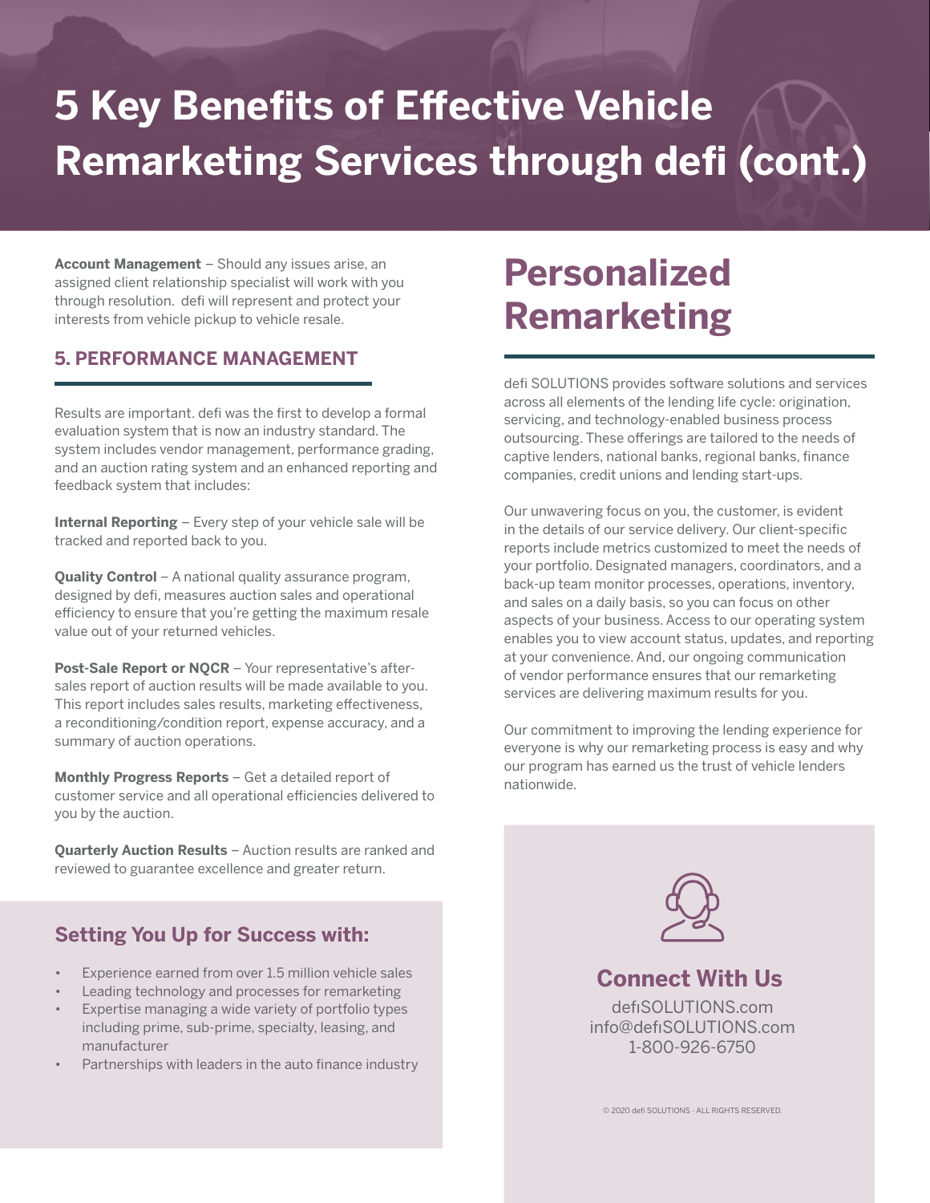# 5 Key Benefits of Effective Vehicle Remarketing Services through defi (cont.)

**Account Management** – Should any issues arise, an assigned client relationship specialist will work with you through resolution. defi will represent and protect your interests from vehicle pickup to vehicle resale.

## 5. PERFORMANCE MANAGEMENT

Results are important. defi was the first to develop a formal evaluation system that is now an industry standard. The system includes vendor management, performance grading, and an auction rating system and an enhanced reporting and feedback system that includes:

**Internal Reporting** – Every step of your vehicle sale will be tracked and reported back to you.

**Quality Control** – A national quality assurance program, designed by defi, measures auction sales and operational efficiency to ensure that you're getting the maximum resale value out of your returned vehicles.

**Post-Sale Report or NQCR** – Your representative's after-sales report of auction results will be made available to you. This report includes sales results, marketing effectiveness, a reconditioning/condition report, expense accuracy, and a summary of auction operations.

**Monthly Progress Reports** – Get a detailed report of customer service and all operational efficiencies delivered to you by the auction.

**Quarterly Auction Results** – Auction results are ranked and reviewed to guarantee excellence and greater return.

### Setting You Up for Success with:

- Experience earned from over 1.5 million vehicle sales
- Leading technology and processes for remarketing
- Expertise managing a wide variety of portfolio types including prime, sub-prime, specialty, leasing, and manufacturer
- Partnerships with leaders in the auto finance industry

# Personalized Remarketing

defi SOLUTIONS provides software solutions and services across all elements of the lending life cycle: origination, servicing, and technology-enabled business process outsourcing. These offerings are tailored to the needs of captive lenders, national banks, regional banks, finance companies, credit unions and lending start-ups.

Our unwavering focus on you, the customer, is evident in the details of our service delivery. Our client-specific reports include metrics customized to meet the needs of your portfolio. Designated managers, coordinators, and a back-up team monitor processes, operations, inventory, and sales on a daily basis, so you can focus on other aspects of your business. Access to our operating system enables you to view account status, updates, and reporting at your convenience. And, our ongoing communication of vendor performance ensures that our remarketing services are delivering maximum results for you.

Our commitment to improving the lending experience for everyone is why our remarketing process is easy and why our program has earned us the trust of vehicle lenders nationwide.

### Connect With Us

defiSOLUTIONS.com
info@defiSOLUTIONS.com
1-800-926-6750

© 2020 defi SOLUTIONS · ALL RIGHTS RESERVED.